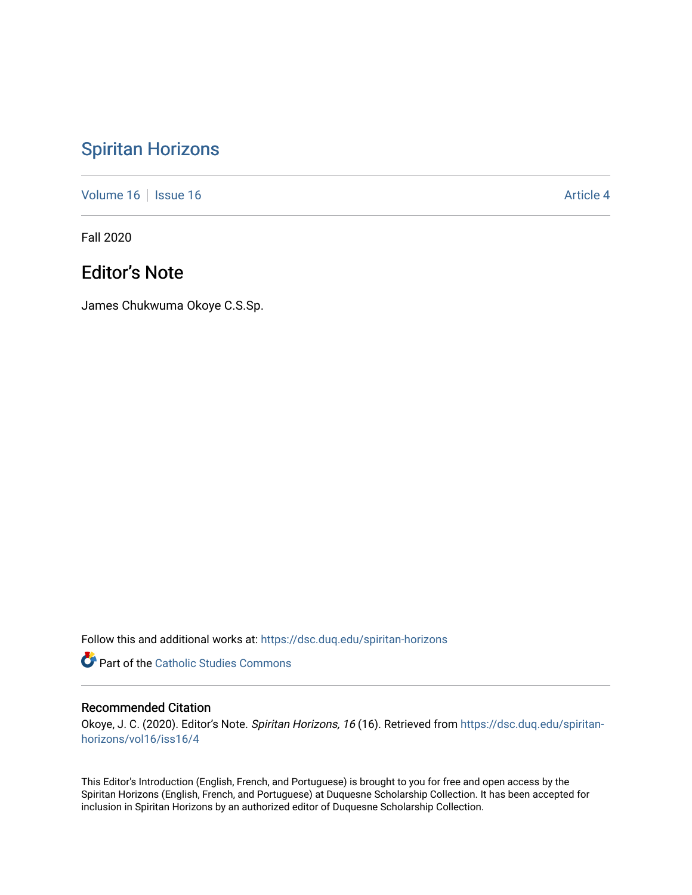# Spiritan Horizons

Volume 16 | Issue 16 | Article 4

Fall 2020

## Editor's Note

James Chukwuma Okoye C.S.Sp.

Follow this and additional works at: https://dsc.duq.edu/spiritan-horizons

Part of the Catholic Studies Commons

### Recommended Citation

Okoye, J. C. (2020). Editor's Note. *Spiritan Horizons, 16* (16). Retrieved from https://dsc.duq.edu/spiritan-horizons/vol16/iss16/4

This Editor's Introduction (English, French, and Portuguese) is brought to you for free and open access by the Spiritan Horizons (English, French, and Portuguese) at Duquesne Scholarship Collection. It has been accepted for inclusion in Spiritan Horizons by an authorized editor of Duquesne Scholarship Collection.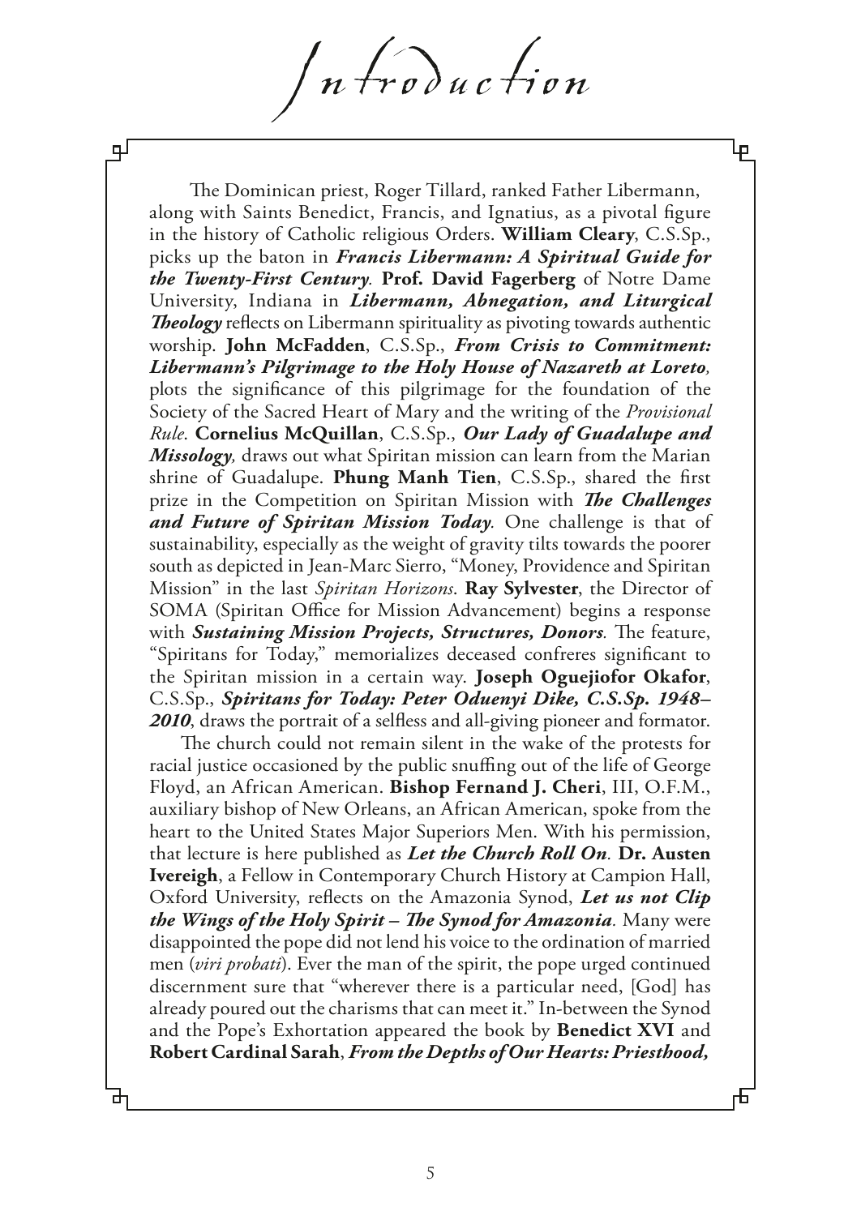# Introduction

The Dominican priest, Roger Tillard, ranked Father Libermann, along with Saints Benedict, Francis, and Ignatius, as a pivotal figure in the history of Catholic religious Orders. **William Cleary**, C.S.Sp., picks up the baton in ***Francis Libermann: A Spiritual Guide for the Twenty-First Century.*** **Prof. David Fagerberg** of Notre Dame University, Indiana in ***Libermann, Abnegation, and Liturgical Theology*** reflects on Libermann spirituality as pivoting towards authentic worship. **John McFadden**, C.S.Sp., ***From Crisis to Commitment: Libermann's Pilgrimage to the Holy House of Nazareth at Loreto,*** plots the significance of this pilgrimage for the foundation of the Society of the Sacred Heart of Mary and the writing of the *Provisional Rule*. **Cornelius McQuillan**, C.S.Sp., ***Our Lady of Guadalupe and Missology,*** draws out what Spiritan mission can learn from the Marian shrine of Guadalupe. **Phung Manh Tien**, C.S.Sp., shared the first prize in the Competition on Spiritan Mission with ***The Challenges and Future of Spiritan Mission Today.*** One challenge is that of sustainability, especially as the weight of gravity tilts towards the poorer south as depicted in Jean-Marc Sierro, "Money, Providence and Spiritan Mission" in the last *Spiritan Horizons*. **Ray Sylvester**, the Director of SOMA (Spiritan Office for Mission Advancement) begins a response with ***Sustaining Mission Projects, Structures, Donors.*** The feature, "Spiritans for Today," memorializes deceased confreres significant to the Spiritan mission in a certain way. **Joseph Oguejiofor Okafor**, C.S.Sp., ***Spiritans for Today: Peter Oduenyi Dike, C.S.Sp. 1948–2010***, draws the portrait of a selfless and all-giving pioneer and formator.

The church could not remain silent in the wake of the protests for racial justice occasioned by the public snuffing out of the life of George Floyd, an African American. **Bishop Fernand J. Cheri**, III, O.F.M., auxiliary bishop of New Orleans, an African American, spoke from the heart to the United States Major Superiors Men. With his permission, that lecture is here published as ***Let the Church Roll On.*** **Dr. Austen Ivereigh**, a Fellow in Contemporary Church History at Campion Hall, Oxford University, reflects on the Amazonia Synod, ***Let us not Clip the Wings of the Holy Spirit – The Synod for Amazonia.*** Many were disappointed the pope did not lend his voice to the ordination of married men (*viri probati*). Ever the man of the spirit, the pope urged continued discernment sure that "wherever there is a particular need, [God] has already poured out the charisms that can meet it." In-between the Synod and the Pope's Exhortation appeared the book by **Benedict XVI** and **Robert Cardinal Sarah**, ***From the Depths of Our Hearts: Priesthood,***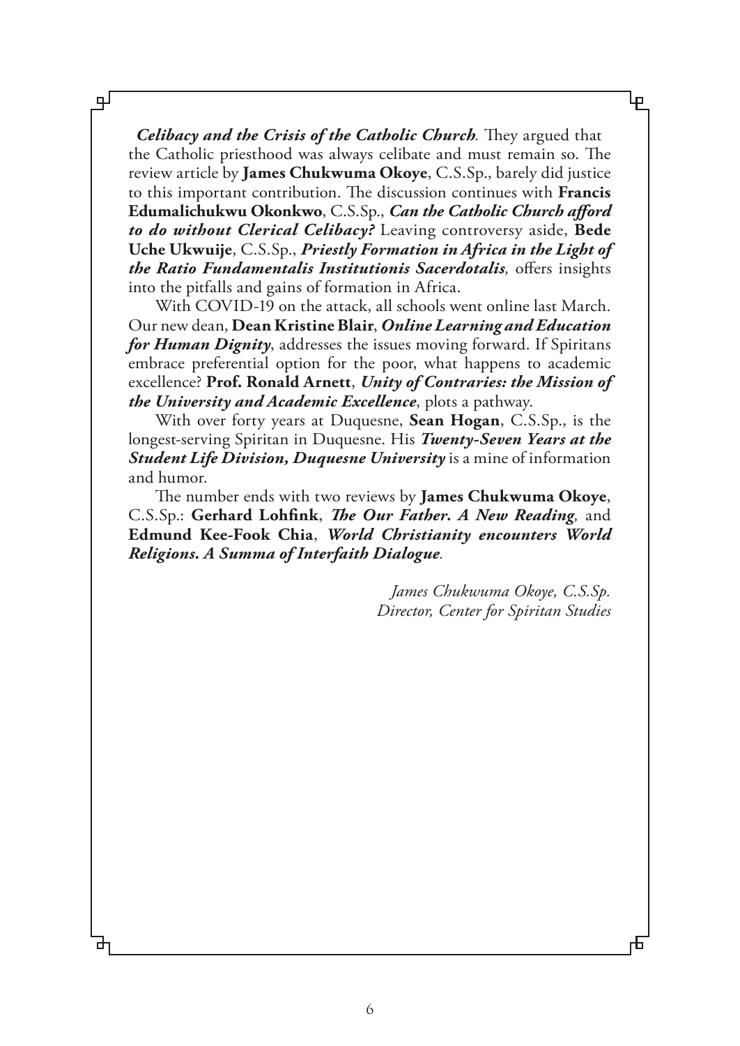***Celibacy and the Crisis of the Catholic Church*.** They argued that the Catholic priesthood was always celibate and must remain so. The review article by **James Chukwuma Okoye**, C.S.Sp., barely did justice to this important contribution. The discussion continues with **Francis Edumalichukwu Okonkwo**, C.S.Sp., ***Can the Catholic Church afford to do without Clerical Celibacy?*** Leaving controversy aside, **Bede Uche Ukwuije**, C.S.Sp., ***Priestly Formation in Africa in the Light of the Ratio Fundamentalis Institutionis Sacerdotalis**,* offers insights into the pitfalls and gains of formation in Africa.

With COVID-19 on the attack, all schools went online last March. Our new dean, **Dean Kristine Blair**, ***Online Learning and Education for Human Dignity***, addresses the issues moving forward. If Spiritans embrace preferential option for the poor, what happens to academic excellence? **Prof. Ronald Arnett**, ***Unity of Contraries: the Mission of the University and Academic Excellence***, plots a pathway.

With over forty years at Duquesne, **Sean Hogan**, C.S.Sp., is the longest-serving Spiritan in Duquesne. His ***Twenty-Seven Years at the Student Life Division, Duquesne University*** is a mine of information and humor.

The number ends with two reviews by **James Chukwuma Okoye**, C.S.Sp.: **Gerhard Lohfink**, ***The Our Father. A New Reading**,* and **Edmund Kee-Fook Chia**, ***World Christianity encounters World Religions. A Summa of Interfaith Dialogue**.*

*James Chukwuma Okoye, C.S.Sp.*
*Director, Center for Spiritan Studies*